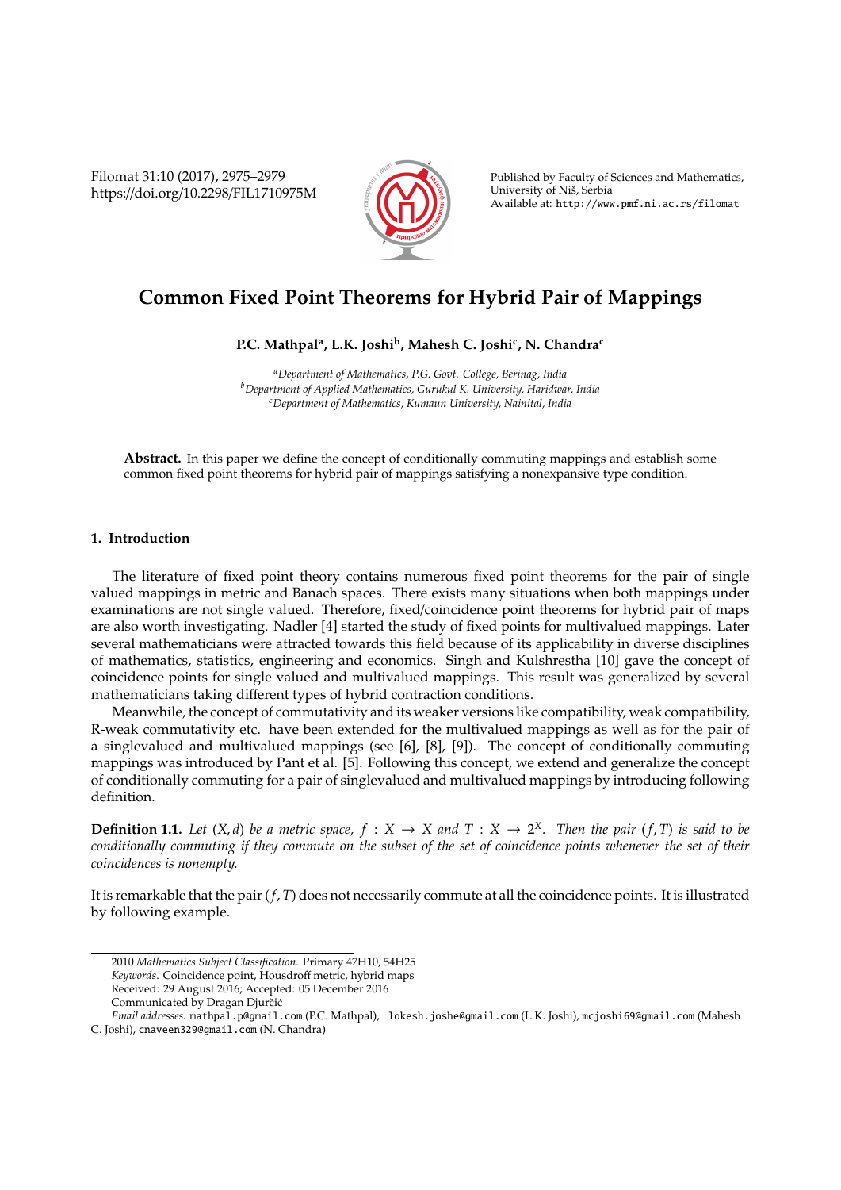# Common Fixed Point Theorems for Hybrid Pair of Mappings

**P.C. Mathpal[a], L.K. Joshi[b], Mahesh C. Joshi[c], N. Chandra[c]**

[a]*Department of Mathematics, P.G. Govt. College, Berinag, India*
[b]*Department of Applied Mathematics, Gurukul K. University, Haridwar, India*
[c]*Department of Mathematics, Kumaun University, Nainital, India*

**Abstract.** In this paper we define the concept of conditionally commuting mappings and establish some common fixed point theorems for hybrid pair of mappings satisfying a nonexpansive type condition.

## 1. Introduction

The literature of fixed point theory contains numerous fixed point theorems for the pair of single valued mappings in metric and Banach spaces. There exists many situations when both mappings under examinations are not single valued. Therefore, fixed/coincidence point theorems for hybrid pair of maps are also worth investigating. Nadler [4] started the study of fixed points for multivalued mappings. Later several mathematicians were attracted towards this field because of its applicability in diverse disciplines of mathematics, statistics, engineering and economics. Singh and Kulshrestha [10] gave the concept of coincidence points for single valued and multivalued mappings. This result was generalized by several mathematicians taking different types of hybrid contraction conditions.

Meanwhile, the concept of commutativity and its weaker versions like compatibility, weak compatibility, R-weak commutativity etc. have been extended for the multivalued mappings as well as for the pair of a singlevalued and multivalued mappings (see [6], [8], [9]). The concept of conditionally commuting mappings was introduced by Pant et al. [5]. Following this concept, we extend and generalize the concept of conditionally commuting for a pair of singlevalued and multivalued mappings by introducing following definition.

**Definition 1.1.** *Let $(X, d)$ be a metric space, $f : X \to X$ and $T : X \to 2^X$. Then the pair $(f, T)$ is said to be conditionally commuting if they commute on the subset of the set of coincidence points whenever the set of their coincidences is nonempty.*

It is remarkable that the pair $(f, T)$ does not necessarily commute at all the coincidence points. It is illustrated by following example.

2010 *Mathematics Subject Classification.* Primary 47H10, 54H25
*Keywords.* Coincidence point, Housdroff metric, hybrid maps
Received: 29 August 2016; Accepted: 05 December 2016
Communicated by Dragan Djurčić
*Email addresses:* mathpal.p@gmail.com (P.C. Mathpal), lokesh.joshe@gmail.com (L.K. Joshi), mcjoshi69@gmail.com (Mahesh C. Joshi), cnaveen329@gmail.com (N. Chandra)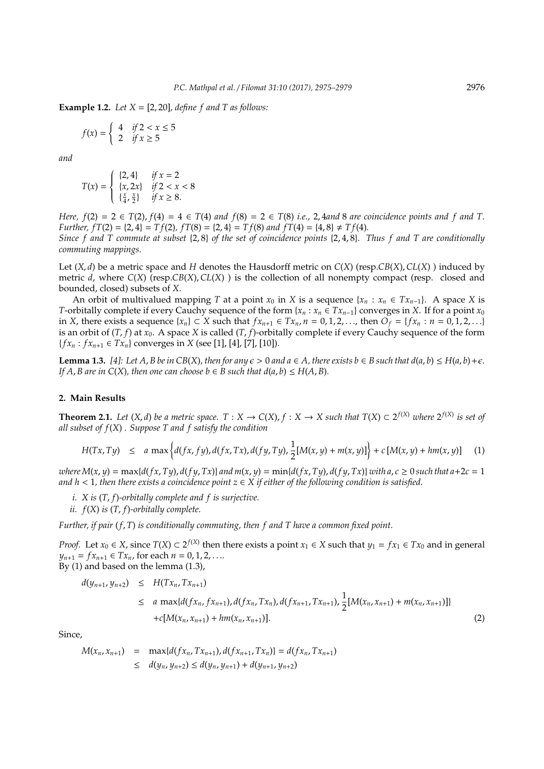**Example 1.2.** *Let $X = [2, 20]$, define $f$ and $T$ as follows:*

$$f(x) = \begin{cases} 4 & \text{if } 2 < x \leq 5 \\ 2 & \text{if } x \geq 5 \end{cases}$$

*and*

$$T(x) = \begin{cases} \{2, 4\} & \text{if } x = 2 \\ \{x, 2x\} & \text{if } 2 < x < 8 \\ \{\frac{x}{4}, \frac{x}{2}\} & \text{if } x \geq 8. \end{cases}$$

*Here, $f(2) = 2 \in T(2), f(4) = 4 \in T(4)$ and $f(8) = 2 \in T(8)$ i.e., $2, 4$and $8$ are coincidence points and $f$ and $T$. Further, $fT(2) = \{2, 4\} = Tf(2)$, $fT(8) = \{2, 4\} = Tf(8)$ and $fT(4) = \{4, 8\} \neq Tf(4)$.*

*Since $f$ and $T$ commute at subset $\{2, 8\}$ of the set of coincidence points $\{2, 4, 8\}$. Thus $f$ and $T$ are conditionally commuting mappings.*

Let $(X, d)$ be a metric space and $H$ denotes the Hausdorff metric on $C(X)$ (resp.$CB(X), CL(X)$ ) induced by metric $d$, where $C(X)$ (resp.$CB(X), CL(X)$ ) is the collection of all nonempty compact (resp. closed and bounded, closed) subsets of $X$.

An orbit of multivalued mapping $T$ at a point $x_0$ in $X$ is a sequence $\{x_n : x_n \in Tx_{n-1}\}$. A space $X$ is $T$-orbitally complete if every Cauchy sequence of the form $\{x_n : x_n \in Tx_{n-1}\}$ converges in $X$. If for a point $x_0$ in $X$, there exists a sequence $\{x_n\} \subset X$ such that $fx_{n+1} \in Tx_n, n = 0, 1, 2, \ldots$, then $O_f = \{fx_n : n = 0, 1, 2, \ldots\}$ is an orbit of $(T, f)$ at $x_0$. A space $X$ is called $(T, f)$-orbitally complete if every Cauchy sequence of the form $\{fx_n : fx_{n+1} \in Tx_n\}$ converges in $X$ (see [1], [4], [7], [10]).

**Lemma 1.3.** *[4]: Let $A, B$ be in $CB(X)$, then for any $\epsilon > 0$ and $a \in A$, there exists $b \in B$ such that $d(a, b) \leq H(a, b) + \epsilon$. If $A, B$ are in $C(X)$, then one can choose $b \in B$ such that $d(a, b) \leq H(A, B)$.*

## 2. Main Results

**Theorem 2.1.** *Let $(X, d)$ be a metric space. $T : X \to C(X), f : X \to X$ such that $T(X) \subset 2^{f(X)}$ where $2^{f(X)}$ is set of all subset of $f(X)$ . Suppose $T$ and $f$ satisfy the condition*

$$H(Tx, Ty) \leq a \max\left\{d(fx, fy), d(fx, Tx), d(fy, Ty), \frac{1}{2}[M(x, y) + m(x, y)]\right\} + c\,[M(x, y) + hm(x, y)] \quad (1)$$

*where $M(x, y) = \max\{d(fx, Ty), d(fy, Tx)\}$ and $m(x, y) = \min\{d(fx, Ty), d(fy, Tx)\}$ with $a, c \geq 0$ such that $a+2c = 1$ and $h < 1$, then there exists a coincidence point $z \in X$ if either of the following condition is satisfied.*

*i. $X$ is $(T, f)$-orbitally complete and $f$ is surjective.*

*ii. $f(X)$ is $(T, f)$-orbitally complete.*

*Further, if pair $(f, T)$ is conditionally commuting, then $f$ and $T$ have a common fixed point.*

*Proof.* Let $x_0 \in X$, since $T(X) \subset 2^{f(X)}$ then there exists a point $x_1 \in X$ such that $y_1 = fx_1 \in Tx_0$ and in general $y_{n+1} = fx_{n+1} \in Tx_n$, for each $n = 0, 1, 2, \ldots$.

By (1) and based on the lemma (1.3),

$$\begin{aligned} d(y_{n+1}, y_{n+2}) &\leq H(Tx_n, Tx_{n+1}) \\ &\leq a \max\{d(fx_n, fx_{n+1}), d(fx_n, Tx_n), d(fx_{n+1}, Tx_{n+1}), \frac{1}{2}[M(x_n, x_{n+1}) + m(x_n, x_{n+1})]\} \\ &\quad + c[M(x_n, x_{n+1}) + hm(x_n, x_{n+1})]. \end{aligned} \quad (2)$$

Since,

$$\begin{aligned} M(x_n, x_{n+1}) &= \max\{d(fx_n, Tx_{n+1}), d(fx_{n+1}, Tx_n)\} = d(fx_n, Tx_{n+1}) \\ &\leq d(y_n, y_{n+2}) \leq d(y_n, y_{n+1}) + d(y_{n+1}, y_{n+2}) \end{aligned}$$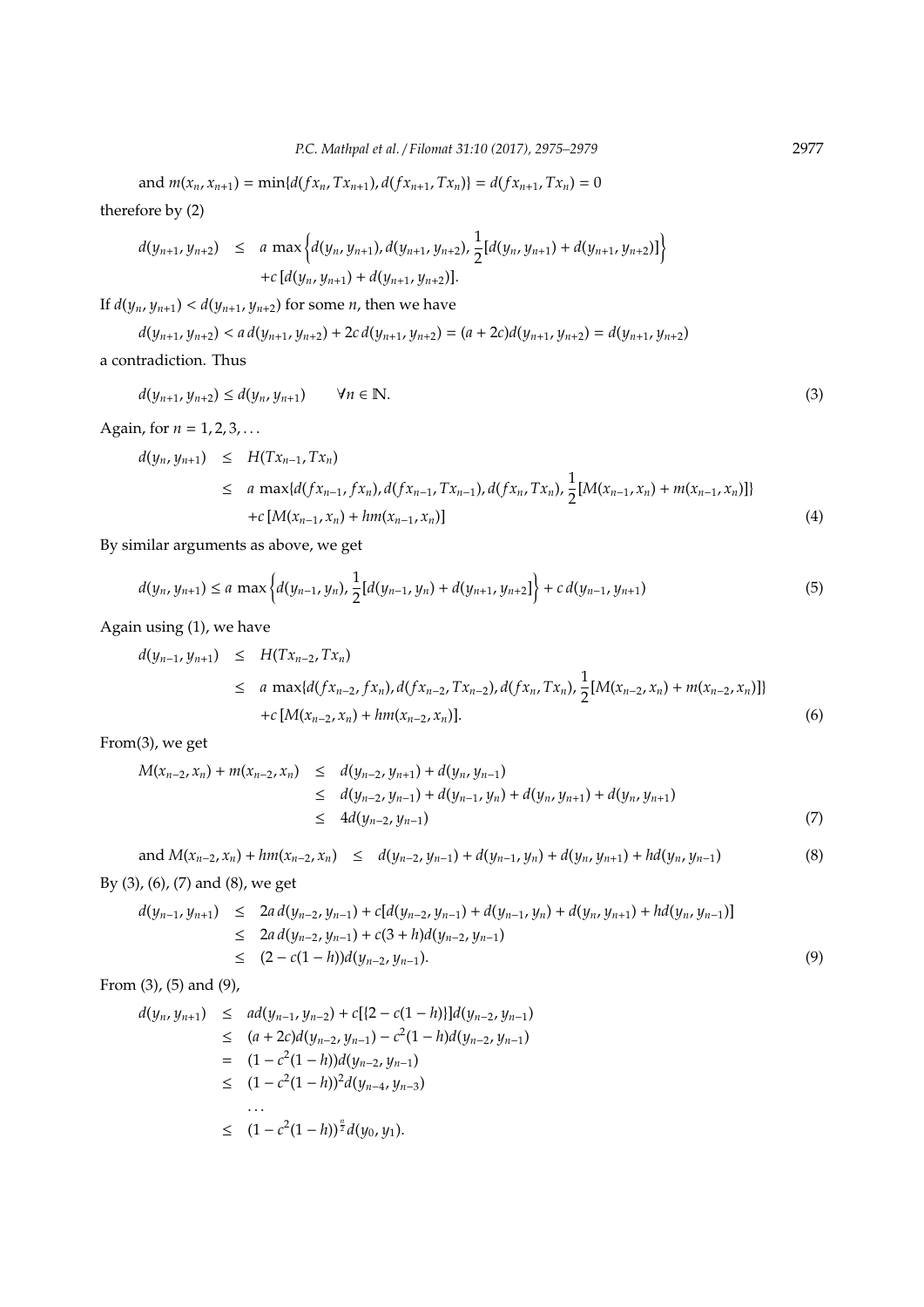and $m(x_n, x_{n+1}) = \min\{d(fx_n, Tx_{n+1}), d(fx_{n+1}, Tx_n)\} = d(fx_{n+1}, Tx_n) = 0$

therefore by (2)

$$\begin{aligned} d(y_{n+1}, y_{n+2}) &\leq a \max\left\{d(y_n, y_{n+1}), d(y_{n+1}, y_{n+2}), \frac{1}{2}[d(y_n, y_{n+1}) + d(y_{n+1}, y_{n+2})]\right\} \\ &\quad + c\,[d(y_n, y_{n+1}) + d(y_{n+1}, y_{n+2})]. \end{aligned}$$

If $d(y_n, y_{n+1}) < d(y_{n+1}, y_{n+2})$ for some $n$, then we have

$$d(y_{n+1}, y_{n+2}) < a\, d(y_{n+1}, y_{n+2}) + 2c\, d(y_{n+1}, y_{n+2}) = (a + 2c)d(y_{n+1}, y_{n+2}) = d(y_{n+1}, y_{n+2})$$

a contradiction. Thus

$$d(y_{n+1}, y_{n+2}) \leq d(y_n, y_{n+1}) \qquad \forall n \in \mathbb{N}. \tag{3}$$

Again, for $n = 1, 2, 3, \ldots$

$$\begin{aligned} d(y_n, y_{n+1}) &\leq H(Tx_{n-1}, Tx_n) \\ &\leq a \max\{d(fx_{n-1}, fx_n), d(fx_{n-1}, Tx_{n-1}), d(fx_n, Tx_n), \frac{1}{2}[M(x_{n-1}, x_n) + m(x_{n-1}, x_n)]\} \\ &\quad + c\,[M(x_{n-1}, x_n) + hm(x_{n-1}, x_n)] \end{aligned} \tag{4}$$

By similar arguments as above, we get

$$d(y_n, y_{n+1}) \leq a \max\left\{d(y_{n-1}, y_n), \frac{1}{2}[d(y_{n-1}, y_n) + d(y_{n+1}, y_{n+2}]\right\} + c\, d(y_{n-1}, y_{n+1}) \tag{5}$$

Again using (1), we have

$$\begin{aligned} d(y_{n-1}, y_{n+1}) &\leq H(Tx_{n-2}, Tx_n) \\ &\leq a \max\{d(fx_{n-2}, fx_n), d(fx_{n-2}, Tx_{n-2}), d(fx_n, Tx_n), \frac{1}{2}[M(x_{n-2}, x_n) + m(x_{n-2}, x_n)]\} \\ &\quad + c\,[M(x_{n-2}, x_n) + hm(x_{n-2}, x_n)]. \end{aligned} \tag{6}$$

From(3), we get

$$\begin{aligned} M(x_{n-2}, x_n) + m(x_{n-2}, x_n) &\leq d(y_{n-2}, y_{n+1}) + d(y_n, y_{n-1}) \\ &\leq d(y_{n-2}, y_{n-1}) + d(y_{n-1}, y_n) + d(y_n, y_{n+1}) + d(y_n, y_{n+1}) \\ &\leq 4d(y_{n-2}, y_{n-1}) \end{aligned} \tag{7}$$

$$\text{and } M(x_{n-2}, x_n) + hm(x_{n-2}, x_n) \leq d(y_{n-2}, y_{n-1}) + d(y_{n-1}, y_n) + d(y_n, y_{n+1}) + hd(y_n, y_{n-1}) \tag{8}$$

By (3), (6), (7) and (8), we get

$$\begin{aligned} d(y_{n-1}, y_{n+1}) &\leq 2a\, d(y_{n-2}, y_{n-1}) + c[d(y_{n-2}, y_{n-1}) + d(y_{n-1}, y_n) + d(y_n, y_{n+1}) + hd(y_n, y_{n-1})] \\ &\leq 2a\, d(y_{n-2}, y_{n-1}) + c(3 + h)d(y_{n-2}, y_{n-1}) \\ &\leq (2 - c(1 - h))d(y_{n-2}, y_{n-1}). \end{aligned} \tag{9}$$

From (3), (5) and (9),

$$\begin{aligned} d(y_n, y_{n+1}) &\leq ad(y_{n-1}, y_{n-2}) + c[\{2 - c(1 - h)\}]d(y_{n-2}, y_{n-1}) \\ &\leq (a + 2c)d(y_{n-2}, y_{n-1}) - c^2(1 - h)d(y_{n-2}, y_{n-1}) \\ &= (1 - c^2(1 - h))d(y_{n-2}, y_{n-1}) \\ &\leq (1 - c^2(1 - h))^2 d(y_{n-4}, y_{n-3}) \\ &\quad \ldots \\ &\leq (1 - c^2(1 - h))^{\frac{n}{2}} d(y_0, y_1). \end{aligned}$$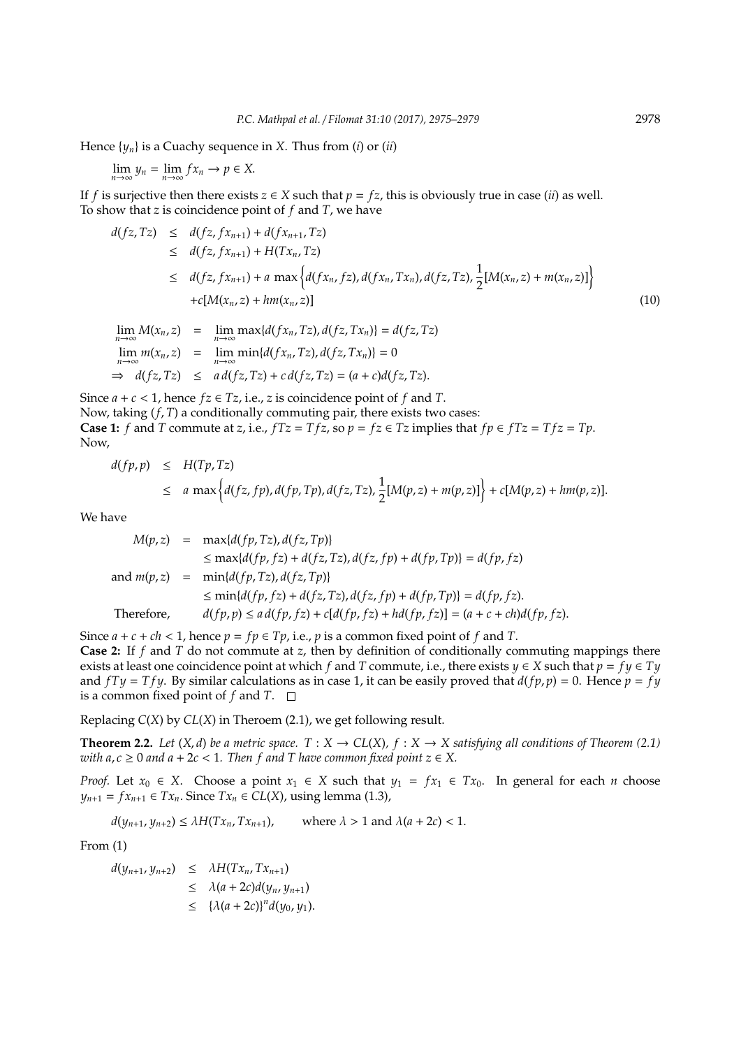Hence $\{y_n\}$ is a Cuachy sequence in $X$. Thus from $(i)$ or $(ii)$

$$\lim_{n\to\infty} y_n = \lim_{n\to\infty} fx_n \to p \in X.$$

If $f$ is surjective then there exists $z \in X$ such that $p = fz$, this is obviously true in case $(ii)$ as well. To show that $z$ is coincidence point of $f$ and $T$, we have

$$\begin{aligned}
d(fz, Tz) &\leq d(fz, fx_{n+1}) + d(fx_{n+1}, Tz) \\
&\leq d(fz, fx_{n+1}) + H(Tx_n, Tz) \\
&\leq d(fz, fx_{n+1}) + a \max\left\{d(fx_n, fz), d(fx_n, Tx_n), d(fz, Tz), \frac{1}{2}[M(x_n, z) + m(x_n, z)]\right\} \\
&\quad + c[M(x_n, z) + hm(x_n, z)] \qquad (10)
\end{aligned}$$

$$\begin{aligned}
\lim_{n\to\infty} M(x_n, z) &= \lim_{n\to\infty} \max\{d(fx_n, Tz), d(fz, Tx_n)\} = d(fz, Tz) \\
\lim_{n\to\infty} m(x_n, z) &= \lim_{n\to\infty} \min\{d(fx_n, Tz), d(fz, Tx_n)\} = 0 \\
\Rightarrow \quad d(fz, Tz) &\leq a\, d(fz, Tz) + c\, d(fz, Tz) = (a + c) d(fz, Tz).
\end{aligned}$$

Since $a + c < 1$, hence $fz \in Tz$, i.e., $z$ is coincidence point of $f$ and $T$.
Now, taking $(f, T)$ a conditionally commuting pair, there exists two cases:
**Case 1:** $f$ and $T$ commute at $z$, i.e., $fTz = Tfz$, so $p = fz \in Tz$ implies that $fp \in fTz = Tfz = Tp$.
Now,

$$\begin{aligned}
d(fp, p) &\leq H(Tp, Tz) \\
&\leq a \max\left\{d(fz, fp), d(fp, Tp), d(fz, Tz), \frac{1}{2}[M(p, z) + m(p, z)]\right\} + c[M(p, z) + hm(p, z)].
\end{aligned}$$

We have

$$\begin{aligned}
M(p, z) &= \max\{d(fp, Tz), d(fz, Tp)\} \\
&\leq \max\{d(fp, fz) + d(fz, Tz), d(fz, fp) + d(fp, Tp)\} = d(fp, fz) \\
\text{and } m(p, z) &= \min\{d(fp, Tz), d(fz, Tp)\} \\
&\leq \min\{d(fp, fz) + d(fz, Tz), d(fz, fp) + d(fp, Tp)\} = d(fp, fz). \\
\text{Therefore,} \quad & d(fp, p) \leq a\, d(fp, fz) + c[d(fp, fz) + hd(fp, fz)] = (a + c + ch) d(fp, fz).
\end{aligned}$$

Since $a + c + ch < 1$, hence $p = fp \in Tp$, i.e., $p$ is a common fixed point of $f$ and $T$.
**Case 2:** If $f$ and $T$ do not commute at $z$, then by definition of conditionally commuting mappings there exists at least one coincidence point at which $f$ and $T$ commute, i.e., there exists $y \in X$ such that $p = fy \in Ty$ and $fTy = Tfy$. By similar calculations as in case 1, it can be easily proved that $d(fp, p) = 0$. Hence $p = fy$ is a common fixed point of $f$ and $T$. □

Replacing $C(X)$ by $CL(X)$ in Theroem (2.1), we get following result.

**Theorem 2.2.** *Let $(X, d)$ be a metric space. $T : X \to CL(X)$, $f : X \to X$ satisfying all conditions of Theorem (2.1) with $a, c \geq 0$ and $a + 2c < 1$. Then $f$ and $T$ have common fixed point $z \in X$.*

*Proof.* Let $x_0 \in X$. Choose a point $x_1 \in X$ such that $y_1 = fx_1 \in Tx_0$. In general for each $n$ choose $y_{n+1} = fx_{n+1} \in Tx_n$. Since $Tx_n \in CL(X)$, using lemma (1.3),

$$d(y_{n+1}, y_{n+2}) \leq \lambda H(Tx_n, Tx_{n+1}), \qquad \text{where } \lambda > 1 \text{ and } \lambda(a + 2c) < 1.$$

From (1)

$$\begin{aligned}
d(y_{n+1}, y_{n+2}) &\leq \lambda H(Tx_n, Tx_{n+1}) \\
&\leq \lambda(a + 2c) d(y_n, y_{n+1}) \\
&\leq \{\lambda(a + 2c)\}^n d(y_0, y_1).
\end{aligned}$$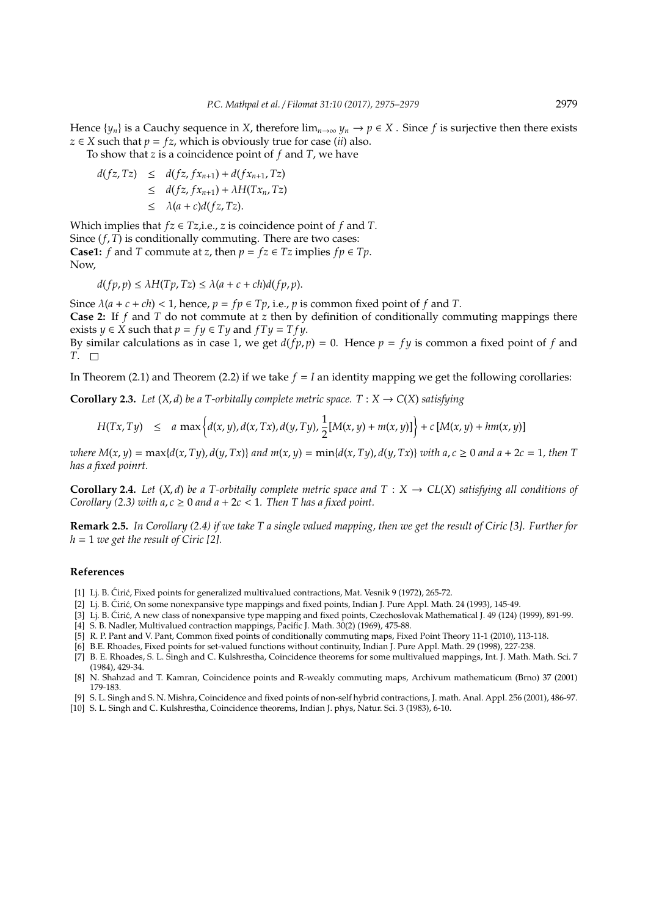Hence $\{y_n\}$ is a Cauchy sequence in $X$, therefore $\lim_{n\to\infty} y_n \to p \in X$ . Since $f$ is surjective then there exists $z \in X$ such that $p = fz$, which is obviously true for case (*ii*) also.

To show that $z$ is a coincidence point of $f$ and $T$, we have

$$
\begin{aligned}
d(fz, Tz) &\leq d(fz, fx_{n+1}) + d(fx_{n+1}, Tz) \\
&\leq d(fz, fx_{n+1}) + \lambda H(Tx_n, Tz) \\
&\leq \lambda(a + c)d(fz, Tz).
\end{aligned}
$$

Which implies that $fz \in Tz$,i.e., $z$ is coincidence point of $f$ and $T$.
Since $(f, T)$ is conditionally commuting. There are two cases:
**Case1:** $f$ and $T$ commute at $z$, then $p = fz \in Tz$ implies $fp \in Tp$.
Now,

$$d(fp, p) \leq \lambda H(Tp, Tz) \leq \lambda(a + c + ch)d(fp, p).$$

Since $\lambda(a + c + ch) < 1$, hence, $p = fp \in Tp$, i.e., $p$ is common fixed point of $f$ and $T$.
**Case 2:** If $f$ and $T$ do not commute at $z$ then by definition of conditionally commuting mappings there exists $y \in X$ such that $p = fy \in Ty$ and $fTy = Tfy$.
By similar calculations as in case 1, we get $d(fp, p) = 0$. Hence $p = fy$ is common a fixed point of $f$ and $T$. □

In Theorem (2.1) and Theorem (2.2) if we take $f = I$ an identity mapping we get the following corollaries:

**Corollary 2.3.** *Let $(X, d)$ be a $T$-orbitally complete metric space. $T : X \to C(X)$ satisfying*

$$H(Tx, Ty) \quad \leq \quad a \max\left\{d(x, y), d(x, Tx), d(y, Ty), \frac{1}{2}[M(x, y) + m(x, y)]\right\} + c\,[M(x, y) + hm(x, y)]$$

*where $M(x, y) = \max\{d(x, Ty), d(y, Tx)\}$ and $m(x, y) = \min\{d(x, Ty), d(y, Tx)\}$ with $a, c \geq 0$ and $a + 2c = 1$, then $T$ has a fixed poinrt.*

**Corollary 2.4.** *Let $(X, d)$ be a $T$-orbitally complete metric space and $T : X \to CL(X)$ satisfying all conditions of Corollary (2.3) with $a, c \geq 0$ and $a + 2c < 1$. Then $T$ has a fixed point.*

**Remark 2.5.** *In Corollary (2.4) if we take $T$ a single valued mapping, then we get the result of Ciric [3]. Further for $h = 1$ we get the result of Ciric [2].*

## References

[1] Lj. B. Ćirić, Fixed points for generalized multivalued contractions, Mat. Vesnik 9 (1972), 265-72.
[2] Lj. B. Ćirić, On some nonexpansive type mappings and fixed points, Indian J. Pure Appl. Math. 24 (1993), 145-49.
[3] Lj. B. Ćirić, A new class of nonexpansive type mapping and fixed points, Czechoslovak Mathematical J. 49 (124) (1999), 891-99.
[4] S. B. Nadler, Multivalued contraction mappings, Pacific J. Math. 30(2) (1969), 475-88.
[5] R. P. Pant and V. Pant, Common fixed points of conditionally commuting maps, Fixed Point Theory 11-1 (2010), 113-118.
[6] B.E. Rhoades, Fixed points for set-valued functions without continuity, Indian J. Pure Appl. Math. 29 (1998), 227-238.
[7] B. E. Rhoades, S. L. Singh and C. Kulshrestha, Coincidence theorems for some multivalued mappings, Int. J. Math. Math. Sci. 7 (1984), 429-34.
[8] N. Shahzad and T. Kamran, Coincidence points and R-weakly commuting maps, Archivum mathematicum (Brno) 37 (2001) 179-183.
[9] S. L. Singh and S. N. Mishra, Coincidence and fixed points of non-self hybrid contractions, J. math. Anal. Appl. 256 (2001), 486-97.
[10] S. L. Singh and C. Kulshrestha, Coincidence theorems, Indian J. phys, Natur. Sci. 3 (1983), 6-10.